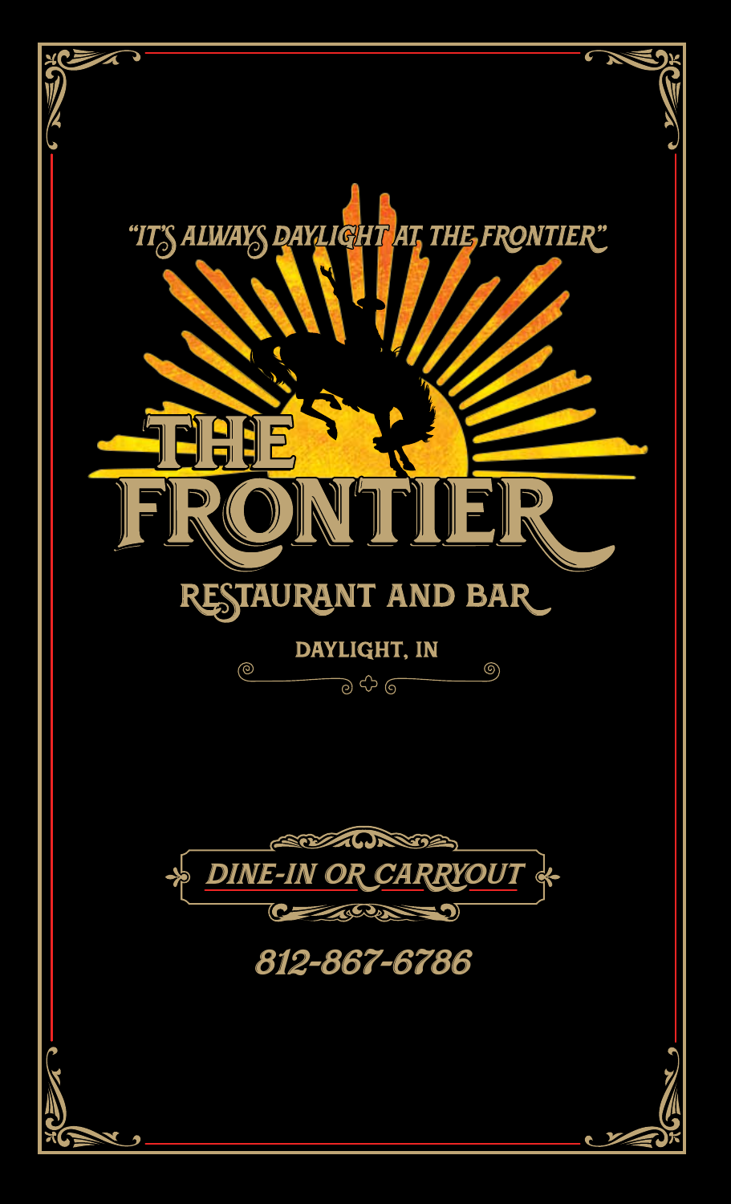*"IT'S ALWAYS DAYLIGHT AT THE FRONTIER"*

# THE FRONTIER

## RESTAURANT AND BAR

### DAYLIGHT, IN

***DINE-IN OR CARRYOUT***

*812-867-6786*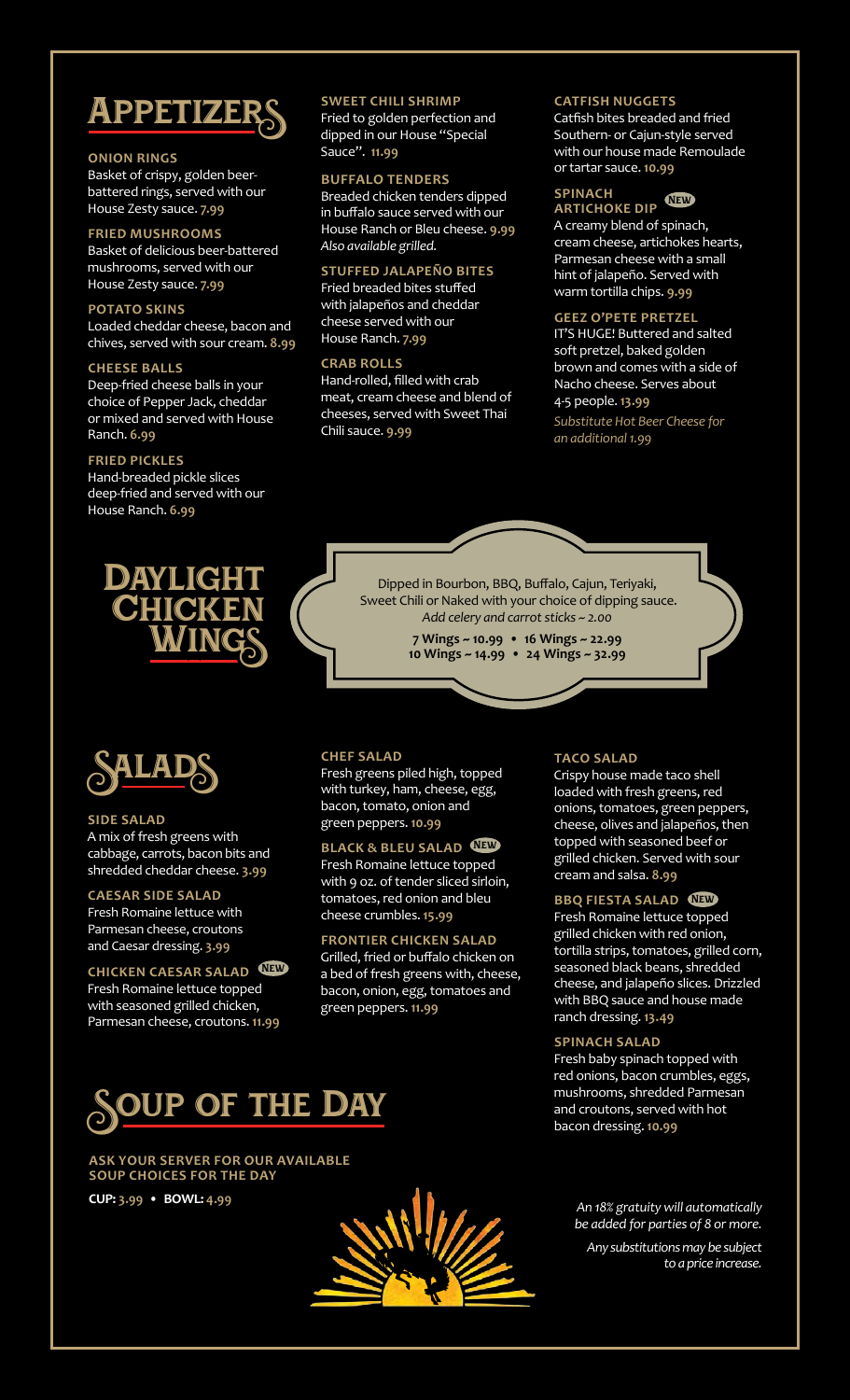# Appetizers

### ONION RINGS
Basket of crispy, golden beer-battered rings, served with our House Zesty sauce. **7.99**

### FRIED MUSHROOMS
Basket of delicious beer-battered mushrooms, served with our House Zesty sauce. **7.99**

### POTATO SKINS
Loaded cheddar cheese, bacon and chives, served with sour cream. **8.99**

### CHEESE BALLS
Deep-fried cheese balls in your choice of Pepper Jack, cheddar or mixed and served with House Ranch. **6.99**

### FRIED PICKLES
Hand-breaded pickle slices deep-fried and served with our House Ranch. **6.99**

### SWEET CHILI SHRIMP
Fried to golden perfection and dipped in our House "Special Sauce". **11.99**

### BUFFALO TENDERS
Breaded chicken tenders dipped in buffalo sauce served with our House Ranch or Bleu cheese. **9.99**
*Also available grilled.*

### STUFFED JALAPEÑO BITES
Fried breaded bites stuffed with jalapeños and cheddar cheese served with our House Ranch. **7.99**

### CRAB ROLLS
Hand-rolled, filled with crab meat, cream cheese and blend of cheeses, served with Sweet Thai Chili sauce. **9.99**

### CATFISH NUGGETS
Catfish bites breaded and fried Southern- or Cajun-style served with our house made Remoulade or tartar sauce. **10.99**

### SPINACH ARTICHOKE DIP (NEW)
A creamy blend of spinach, cream cheese, artichokes hearts, Parmesan cheese with a small hint of jalapeño. Served with warm tortilla chips. **9.99**

### GEEZ O'PETE PRETZEL
IT'S HUGE! Buttered and salted soft pretzel, baked golden brown and comes with a side of Nacho cheese. Serves about 4-5 people. **13.99**
*Substitute Hot Beer Cheese for an additional 1.99*

# Daylight Chicken Wings

Dipped in Bourbon, BBQ, Buffalo, Cajun, Teriyaki, Sweet Chili or Naked with your choice of dipping sauce.
*Add celery and carrot sticks ~ 2.00*

**7 Wings ~ 10.99 • 16 Wings ~ 22.99**
**10 Wings ~ 14.99 • 24 Wings ~ 32.99**

# Salads

### SIDE SALAD
A mix of fresh greens with cabbage, carrots, bacon bits and shredded cheddar cheese. **3.99**

### CAESAR SIDE SALAD
Fresh Romaine lettuce with Parmesan cheese, croutons and Caesar dressing. **3.99**

### CHICKEN CAESAR SALAD (NEW)
Fresh Romaine lettuce topped with seasoned grilled chicken, Parmesan cheese, croutons. **11.99**

### CHEF SALAD
Fresh greens piled high, topped with turkey, ham, cheese, egg, bacon, tomato, onion and green peppers. **10.99**

### BLACK & BLEU SALAD (NEW)
Fresh Romaine lettuce topped with 9 oz. of tender sliced sirloin, tomatoes, red onion and bleu cheese crumbles. **15.99**

### FRONTIER CHICKEN SALAD
Grilled, fried or buffalo chicken on a bed of fresh greens with, cheese, bacon, onion, egg, tomatoes and green peppers. **11.99**

### TACO SALAD
Crispy house made taco shell loaded with fresh greens, red onions, tomatoes, green peppers, cheese, olives and jalapeños, then topped with seasoned beef or grilled chicken. Served with sour cream and salsa. **8.99**

### BBQ FIESTA SALAD (NEW)
Fresh Romaine lettuce topped grilled chicken with red onion, tortilla strips, tomatoes, grilled corn, seasoned black beans, shredded cheese, and jalapeño slices. Drizzled with BBQ sauce and house made ranch dressing. **13.49**

### SPINACH SALAD
Fresh baby spinach topped with red onions, bacon crumbles, eggs, mushrooms, shredded Parmesan and croutons, served with hot bacon dressing. **10.99**

# Soup of the Day

**ASK YOUR SERVER FOR OUR AVAILABLE SOUP CHOICES FOR THE DAY**

**CUP: 3.99 • BOWL: 4.99**

*An 18% gratuity will automatically be added for parties of 8 or more.*

*Any substitutions may be subject to a price increase.*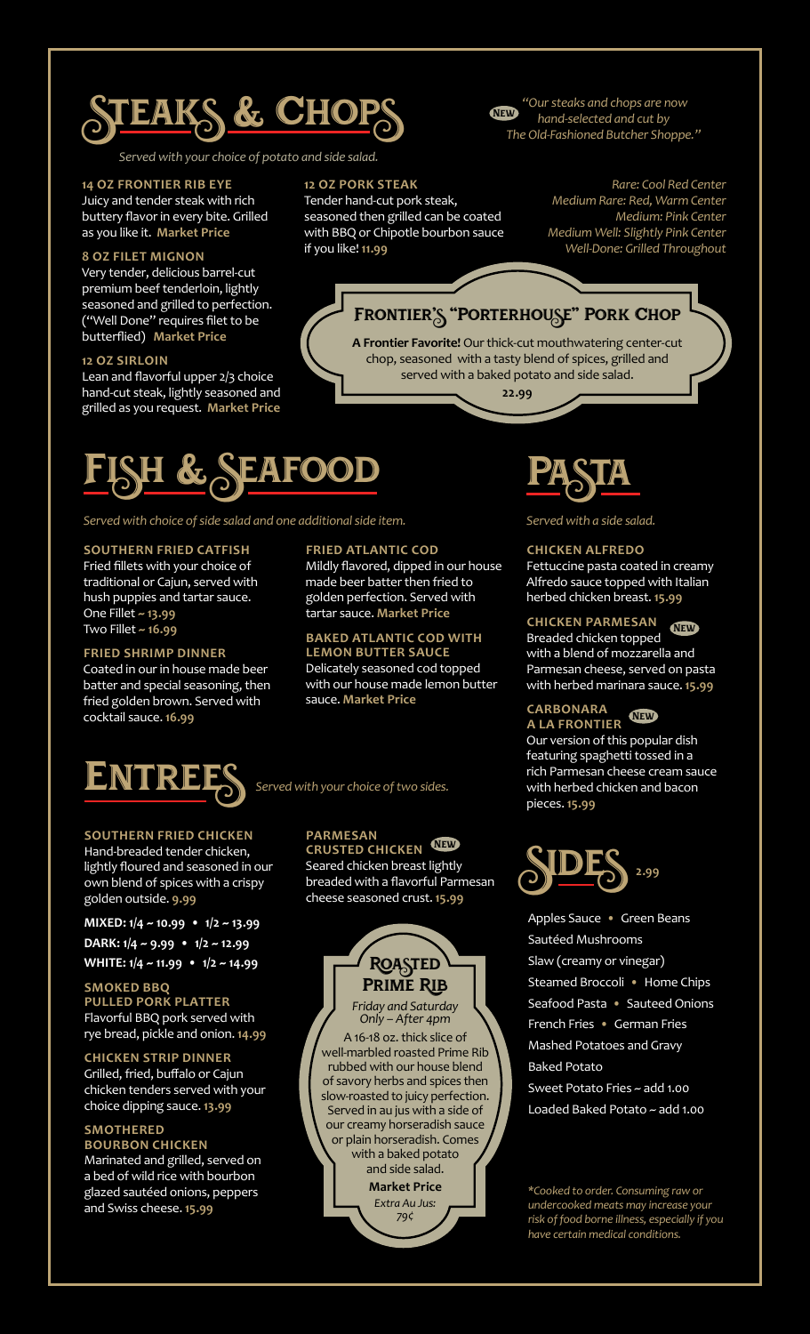# Steaks & Chops

*Served with your choice of potato and side salad.*

**NEW** *"Our steaks and chops are now hand-selected and cut by The Old-Fashioned Butcher Shoppe."*

### 14 OZ FRONTIER RIB EYE
Juicy and tender steak with rich buttery flavor in every bite. Grilled as you like it. **Market Price**

### 8 OZ FILET MIGNON
Very tender, delicious barrel-cut premium beef tenderloin, lightly seasoned and grilled to perfection. ("Well Done" requires filet to be butterflied) **Market Price**

### 12 OZ SIRLOIN
Lean and flavorful upper 2/3 choice hand-cut steak, lightly seasoned and grilled as you request. **Market Price**

### 12 OZ PORK STEAK
Tender hand-cut pork steak, seasoned then grilled can be coated with BBQ or Chipotle bourbon sauce if you like! **11.99**

*Rare: Cool Red Center*
*Medium Rare: Red, Warm Center*
*Medium: Pink Center*
*Medium Well: Slightly Pink Center*
*Well-Done: Grilled Throughout*

### Frontier's "Porterhouse" Pork Chop
**A Frontier Favorite!** Our thick-cut mouthwatering center-cut chop, seasoned with a tasty blend of spices, grilled and served with a baked potato and side salad.
**22.99**

# Fish & Seafood

*Served with choice of side salad and one additional side item.*

### SOUTHERN FRIED CATFISH
Fried fillets with your choice of traditional or Cajun, served with hush puppies and tartar sauce.
One Fillet **~ 13.99**
Two Fillet **~ 16.99**

### FRIED SHRIMP DINNER
Coated in our in house made beer batter and special seasoning, then fried golden brown. Served with cocktail sauce. **16.99**

### FRIED ATLANTIC COD
Mildly flavored, dipped in our house made beer batter then fried to golden perfection. Served with tartar sauce. **Market Price**

### BAKED ATLANTIC COD WITH LEMON BUTTER SAUCE
Delicately seasoned cod topped with our house made lemon butter sauce. **Market Price**

# Entrees

*Served with your choice of two sides.*

### SOUTHERN FRIED CHICKEN
Hand-breaded tender chicken, lightly floured and seasoned in our own blend of spices with a crispy golden outside. **9.99**

**MIXED: 1/4 ~ 10.99 • 1/2 ~ 13.99**
**DARK: 1/4 ~ 9.99 • 1/2 ~ 12.99**
**WHITE: 1/4 ~ 11.99 • 1/2 ~ 14.99**

### SMOKED BBQ PULLED PORK PLATTER
Flavorful BBQ pork served with rye bread, pickle and onion. **14.99**

### CHICKEN STRIP DINNER
Grilled, fried, buffalo or Cajun chicken tenders served with your choice dipping sauce. **13.99**

### SMOTHERED BOURBON CHICKEN
Marinated and grilled, served on a bed of wild rice with bourbon glazed sautéed onions, peppers and Swiss cheese. **15.99**

### PARMESAN CRUSTED CHICKEN **NEW**
Seared chicken breast lightly breaded with a flavorful Parmesan cheese seasoned crust. **15.99**

### Roasted Prime Rib
*Friday and Saturday Only – After 4pm*

A 16-18 oz. thick slice of well-marbled roasted Prime Rib rubbed with our house blend of savory herbs and spices then slow-roasted to juicy perfection. Served in au jus with a side of our creamy horseradish sauce or plain horseradish. Comes with a baked potato and side salad.

**Market Price**
*Extra Au Jus: 79¢*

# Pasta

*Served with a side salad.*

### CHICKEN ALFREDO
Fettuccine pasta coated in creamy Alfredo sauce topped with Italian herbed chicken breast. **15.99**

### CHICKEN PARMESAN **NEW**
Breaded chicken topped with a blend of mozzarella and Parmesan cheese, served on pasta with herbed marinara sauce. **15.99**

### CARBONARA A LA FRONTIER **NEW**
Our version of this popular dish featuring spaghetti tossed in a rich Parmesan cheese cream sauce with herbed chicken and bacon pieces. **15.99**

# Sides 2.99

Apples Sauce • Green Beans
Sautéed Mushrooms
Slaw (creamy or vinegar)
Steamed Broccoli • Home Chips
Seafood Pasta • Sauteed Onions
French Fries • German Fries
Mashed Potatoes and Gravy
Baked Potato
Sweet Potato Fries ~ add 1.00
Loaded Baked Potato ~ add 1.00

**Cooked to order. Consuming raw or undercooked meats may increase your risk of food borne illness, especially if you have certain medical conditions.*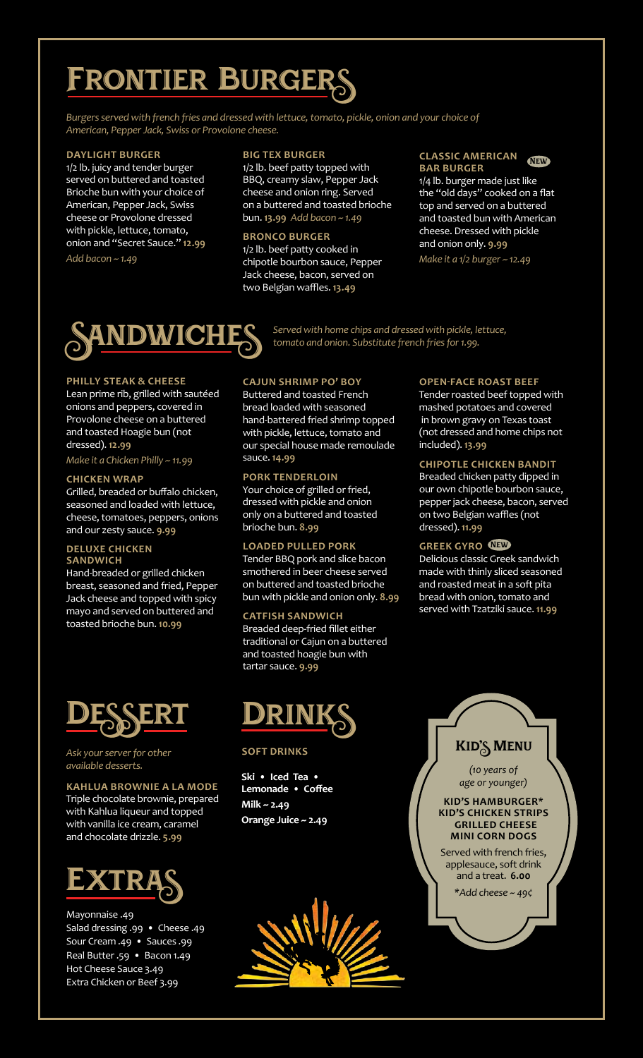# Frontier Burgers

*Burgers served with french fries and dressed with lettuce, tomato, pickle, onion and your choice of American, Pepper Jack, Swiss or Provolone cheese.*

### DAYLIGHT BURGER

1/2 lb. juicy and tender burger served on buttered and toasted Brioche bun with your choice of American, Pepper Jack, Swiss cheese or Provolone dressed with pickle, lettuce, tomato, onion and "Secret Sauce." **12.99**

*Add bacon ~ 1.49*

### BIG TEX BURGER

1/2 lb. beef patty topped with BBQ, creamy slaw, Pepper Jack cheese and onion ring. Served on a buttered and toasted brioche bun. **13.99** *Add bacon ~ 1.49*

### BRONCO BURGER

1/2 lb. beef patty cooked in chipotle bourbon sauce, Pepper Jack cheese, bacon, served on two Belgian waffles. **13.49**

### CLASSIC AMERICAN BAR BURGER NEW

1/4 lb. burger made just like the "old days" cooked on a flat top and served on a buttered and toasted bun with American cheese. Dressed with pickle and onion only. **9.99**

*Make it a 1/2 burger ~ 12.49*

# Sandwiches

*Served with home chips and dressed with pickle, lettuce, tomato and onion. Substitute french fries for 1.99.*

### PHILLY STEAK & CHEESE

Lean prime rib, grilled with sautéed onions and peppers, covered in Provolone cheese on a buttered and toasted Hoagie bun (not dressed). **12.99**

*Make it a Chicken Philly ~ 11.99*

### CHICKEN WRAP

Grilled, breaded or buffalo chicken, seasoned and loaded with lettuce, cheese, tomatoes, peppers, onions and our zesty sauce. **9.99**

### DELUXE CHICKEN SANDWICH

Hand-breaded or grilled chicken breast, seasoned and fried, Pepper Jack cheese and topped with spicy mayo and served on buttered and toasted brioche bun. **10.99**

### CAJUN SHRIMP PO' BOY

Buttered and toasted French bread loaded with seasoned hand-battered fried shrimp topped with pickle, lettuce, tomato and our special house made remoulade sauce. **14.99**

### PORK TENDERLOIN

Your choice of grilled or fried, dressed with pickle and onion only on a buttered and toasted brioche bun. **8.99**

### LOADED PULLED PORK

Tender BBQ pork and slice bacon smothered in beer cheese served on buttered and toasted brioche bun with pickle and onion only. **8.99**

### CATFISH SANDWICH

Breaded deep-fried fillet either traditional or Cajun on a buttered and toasted hoagie bun with tartar sauce. **9.99**

### OPEN-FACE ROAST BEEF

Tender roasted beef topped with mashed potatoes and covered in brown gravy on Texas toast (not dressed and home chips not included). **13.99**

### CHIPOTLE CHICKEN BANDIT

Breaded chicken patty dipped in our own chipotle bourbon sauce, pepper jack cheese, bacon, served on two Belgian waffles (not dressed). **11.99**

### GREEK GYRO NEW

Delicious classic Greek sandwich made with thinly sliced seasoned and roasted meat in a soft pita bread with onion, tomato and served with Tzatziki sauce. **11.99**

# Dessert

*Ask your server for other available desserts.*

### KAHLUA BROWNIE A LA MODE

Triple chocolate brownie, prepared with Kahlua liqueur and topped with vanilla ice cream, caramel and chocolate drizzle. **5.99**

# Extras

Mayonnaise .49
Salad dressing .99 • Cheese .49
Sour Cream .49 • Sauces .99
Real Butter .59 • Bacon 1.49
Hot Cheese Sauce 3.49
Extra Chicken or Beef 3.99

# Drinks

### SOFT DRINKS

**Ski • Iced Tea • Lemonade • Coffee**

**Milk ~ 2.49**

**Orange Juice ~ 2.49**

# Kid's Menu

*(10 years of age or younger)*

**KID'S HAMBURGER***
**KID'S CHICKEN STRIPS**
**GRILLED CHEESE**
**MINI CORN DOGS**

Served with french fries, applesauce, soft drink and a treat. **6.00**

**Add cheese ~ 49¢*